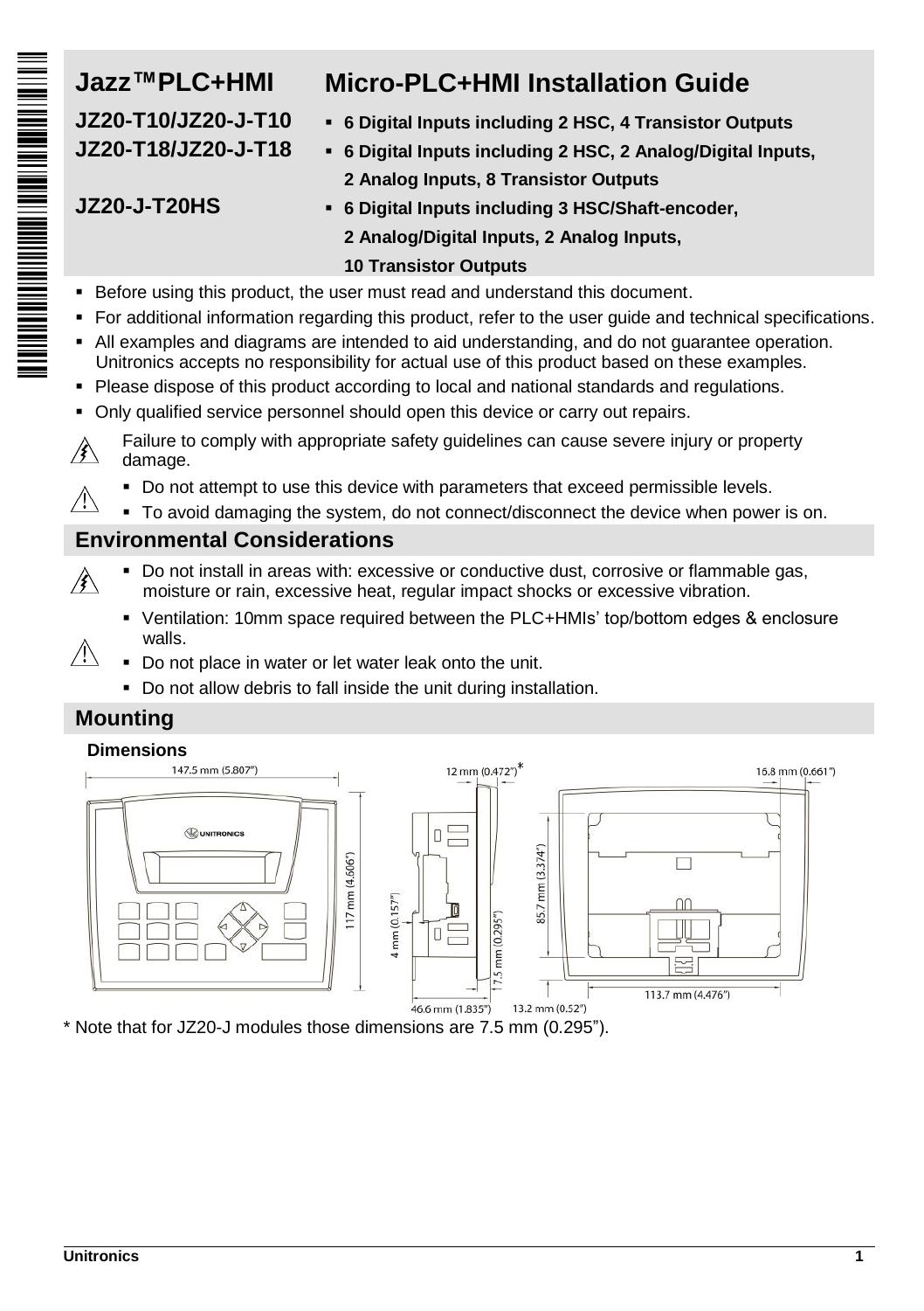# Jazz™PLC+HMI — Micro-PLC+HMI Installation Guide

| Model | Description |
| --- | --- |
| **JZ20-T10/JZ20-J-T10** | **6 Digital Inputs including 2 HSC, 4 Transistor Outputs** |
| **JZ20-T18/JZ20-J-T18** | **6 Digital Inputs including 2 HSC, 2 Analog/Digital Inputs, 2 Analog Inputs, 8 Transistor Outputs** |
| **JZ20-J-T20HS** | **6 Digital Inputs including 3 HSC/Shaft-encoder, 2 Analog/Digital Inputs, 2 Analog Inputs, 10 Transistor Outputs** |

- Before using this product, the user must read and understand this document.
- For additional information regarding this product, refer to the user guide and technical specifications.
- All examples and diagrams are intended to aid understanding, and do not guarantee operation. Unitronics accepts no responsibility for actual use of this product based on these examples.
- Please dispose of this product according to local and national standards and regulations.
- Only qualified service personnel should open this device or carry out repairs.

Failure to comply with appropriate safety guidelines can cause severe injury or property damage.

- Do not attempt to use this device with parameters that exceed permissible levels.
- To avoid damaging the system, do not connect/disconnect the device when power is on.

## Environmental Considerations

- Do not install in areas with: excessive or conductive dust, corrosive or flammable gas, moisture or rain, excessive heat, regular impact shocks or excessive vibration.
- Ventilation: 10mm space required between the PLC+HMIs' top/bottom edges & enclosure walls.
- Do not place in water or let water leak onto the unit.
- Do not allow debris to fall inside the unit during installation.

## Mounting

### Dimensions

147.5 mm (5.807")

117 mm (4.606")

12 mm (0.472")*

4 mm (0.157")

7.5 mm (0.295")

46.6 mm (1.835")

13.2 mm (0.52")

16.8 mm (0.661")

85.7 mm (3.374")

113.7 mm (4.476")

* Note that for JZ20-J modules those dimensions are 7.5 mm (0.295").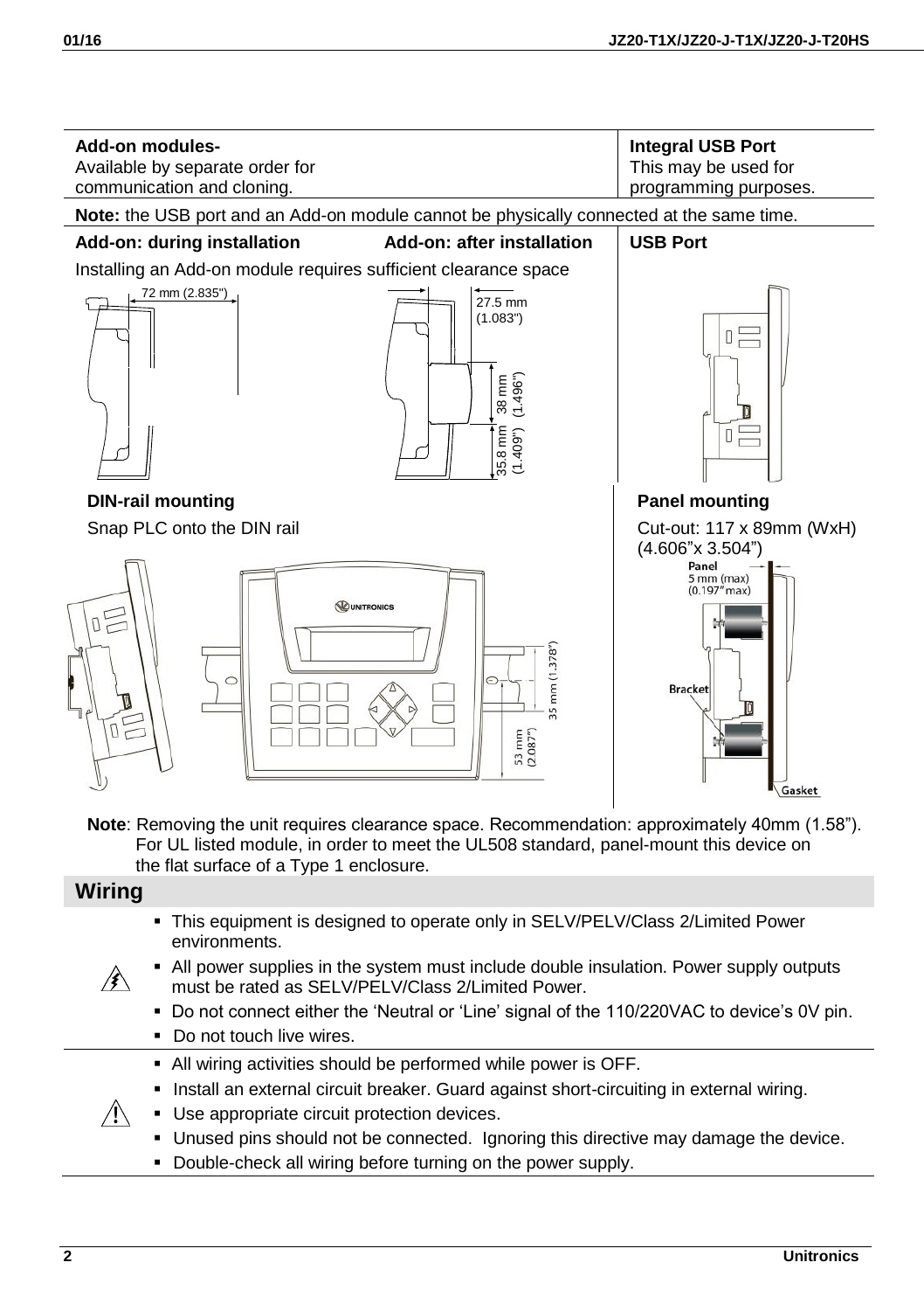**Add-on modules-**
Available by separate order for communication and cloning.

**Integral USB Port**
This may be used for programming purposes.

**Note:** the USB port and an Add-on module cannot be physically connected at the same time.

**Add-on: during installation**

**Add-on: after installation**

**USB Port**

Installing an Add-on module requires sufficient clearance space

72 mm (2.835")

27.5 mm (1.083")

38 mm (1.496")

35.8 mm (1.409")

**DIN-rail mounting**

Snap PLC onto the DIN rail

35 mm (1.378")

53 mm (2.087")

**Panel mounting**

Cut-out: 117 x 89mm (WxH) (4.606"x 3.504")

Panel 5 mm (max) (0.197" max)

Bracket

Gasket

**Note**: Removing the unit requires clearance space. Recommendation: approximately 40mm (1.58"). For UL listed module, in order to meet the UL508 standard, panel-mount this device on the flat surface of a Type 1 enclosure.

## Wiring

- This equipment is designed to operate only in SELV/PELV/Class 2/Limited Power environments.
- All power supplies in the system must include double insulation. Power supply outputs must be rated as SELV/PELV/Class 2/Limited Power.
- Do not connect either the 'Neutral or 'Line' signal of the 110/220VAC to device's 0V pin.
- Do not touch live wires.

- All wiring activities should be performed while power is OFF.
- Install an external circuit breaker. Guard against short-circuiting in external wiring.
- Use appropriate circuit protection devices.
- Unused pins should not be connected. Ignoring this directive may damage the device.
- Double-check all wiring before turning on the power supply.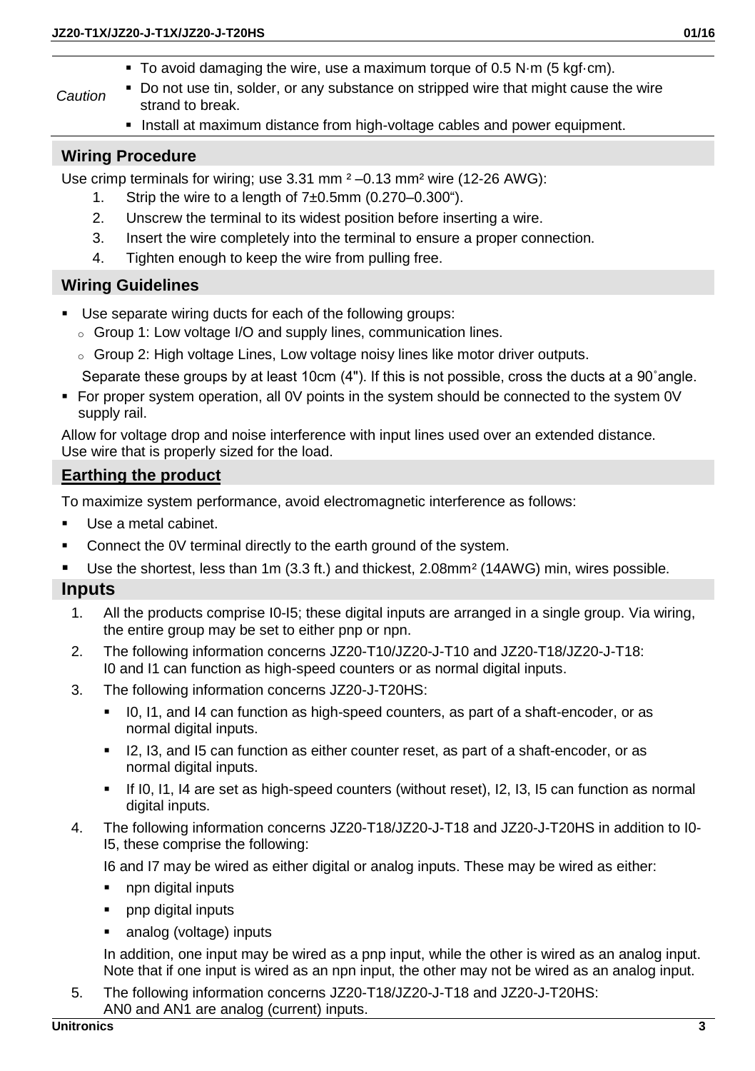*Caution*

- To avoid damaging the wire, use a maximum torque of 0.5 N·m (5 kgf·cm).
- Do not use tin, solder, or any substance on stripped wire that might cause the wire strand to break.
- Install at maximum distance from high-voltage cables and power equipment.

## Wiring Procedure

Use crimp terminals for wiring; use 3.31 mm² –0.13 mm² wire (12-26 AWG):

1. Strip the wire to a length of 7±0.5mm (0.270–0.300").
2. Unscrew the terminal to its widest position before inserting a wire.
3. Insert the wire completely into the terminal to ensure a proper connection.
4. Tighten enough to keep the wire from pulling free.

## Wiring Guidelines

- Use separate wiring ducts for each of the following groups:
  - Group 1: Low voltage I/O and supply lines, communication lines.
  - Group 2: High voltage Lines, Low voltage noisy lines like motor driver outputs.

  Separate these groups by at least 10cm (4"). If this is not possible, cross the ducts at a 90˚angle.
- For proper system operation, all 0V points in the system should be connected to the system 0V supply rail.

Allow for voltage drop and noise interference with input lines used over an extended distance. Use wire that is properly sized for the load.

## Earthing the product

To maximize system performance, avoid electromagnetic interference as follows:

- Use a metal cabinet.
- Connect the 0V terminal directly to the earth ground of the system.
- Use the shortest, less than 1m (3.3 ft.) and thickest, 2.08mm² (14AWG) min, wires possible.

## Inputs

1. All the products comprise I0-I5; these digital inputs are arranged in a single group. Via wiring, the entire group may be set to either pnp or npn.
2. The following information concerns JZ20-T10/JZ20-J-T10 and JZ20-T18/JZ20-J-T18: I0 and I1 can function as high-speed counters or as normal digital inputs.
3. The following information concerns JZ20-J-T20HS:
   - I0, I1, and I4 can function as high-speed counters, as part of a shaft-encoder, or as normal digital inputs.
   - I2, I3, and I5 can function as either counter reset, as part of a shaft-encoder, or as normal digital inputs.
   - If I0, I1, I4 are set as high-speed counters (without reset), I2, I3, I5 can function as normal digital inputs.
4. The following information concerns JZ20-T18/JZ20-J-T18 and JZ20-J-T20HS in addition to I0-I5, these comprise the following:

   I6 and I7 may be wired as either digital or analog inputs. These may be wired as either:
   - npn digital inputs
   - pnp digital inputs
   - analog (voltage) inputs

   In addition, one input may be wired as a pnp input, while the other is wired as an analog input. Note that if one input is wired as an npn input, the other may not be wired as an analog input.
5. The following information concerns JZ20-T18/JZ20-J-T18 and JZ20-J-T20HS: AN0 and AN1 are analog (current) inputs.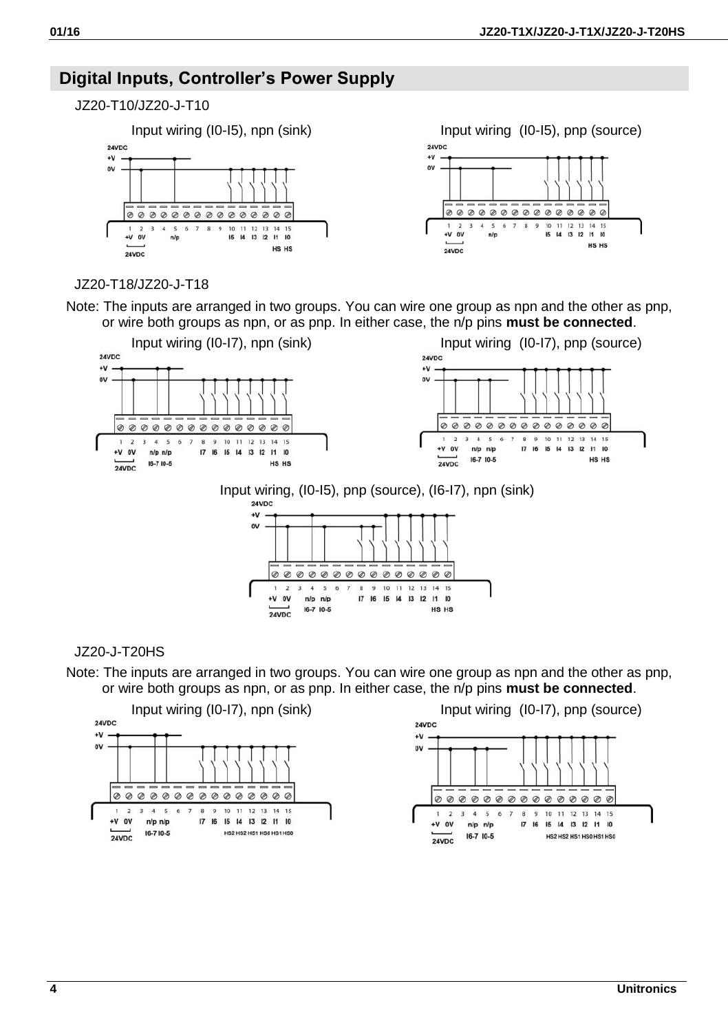## Digital Inputs, Controller's Power Supply

JZ20-T10/JZ20-J-T10

Input wiring (I0-I5), npn (sink)

Input wiring (I0-I5), pnp (source)

JZ20-T18/JZ20-J-T18

Note: The inputs are arranged in two groups. You can wire one group as npn and the other as pnp, or wire both groups as npn, or as pnp. In either case, the n/p pins **must be connected**.

Input wiring (I0-I7), npn (sink)

Input wiring (I0-I7), pnp (source)

Input wiring, (I0-I5), pnp (source), (I6-I7), npn (sink)

JZ20-J-T20HS

Note: The inputs are arranged in two groups. You can wire one group as npn and the other as pnp, or wire both groups as npn, or as pnp. In either case, the n/p pins **must be connected**.

Input wiring (I0-I7), npn (sink)

Input wiring (I0-I7), pnp (source)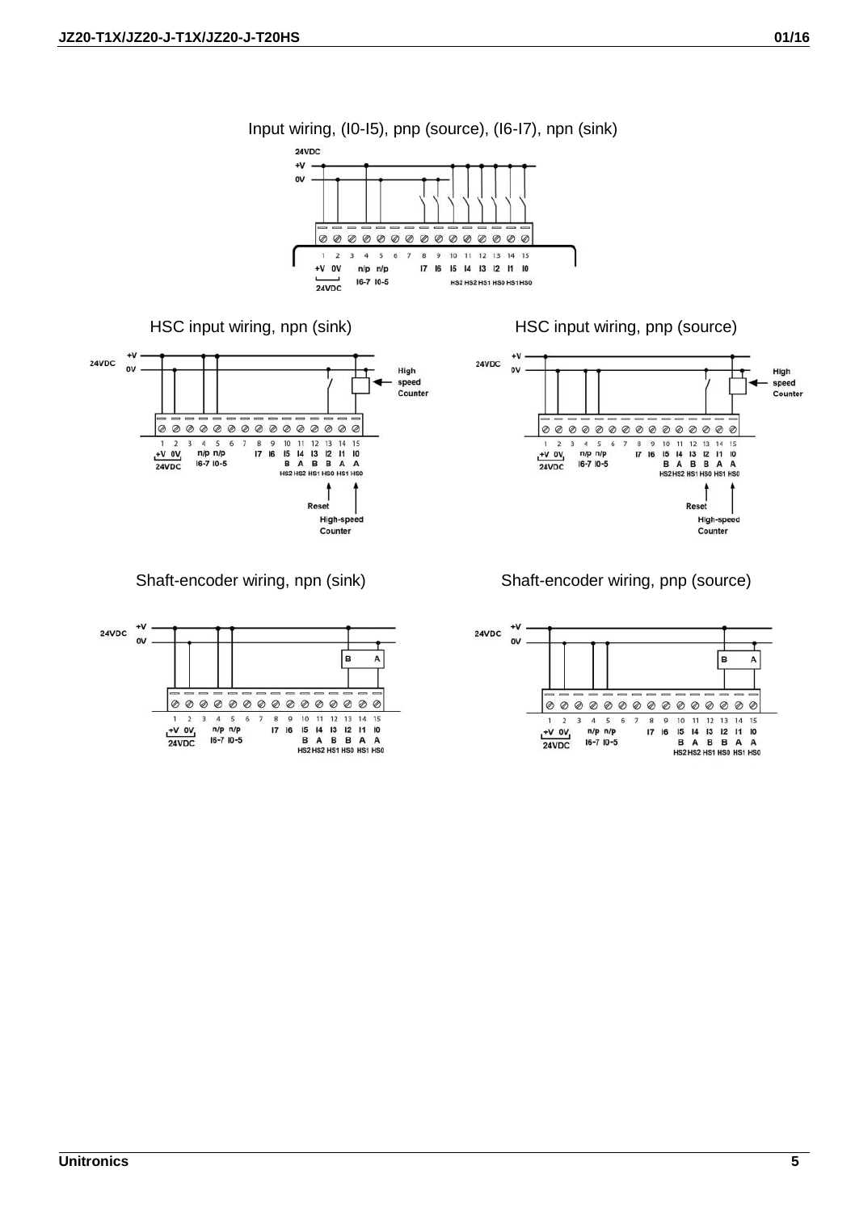Input wiring, (I0-I5), pnp (source), (I6-I7), npn (sink)

HSC input wiring, npn (sink)

HSC input wiring, pnp (source)

Shaft-encoder wiring, npn (sink)

Shaft-encoder wiring, pnp (source)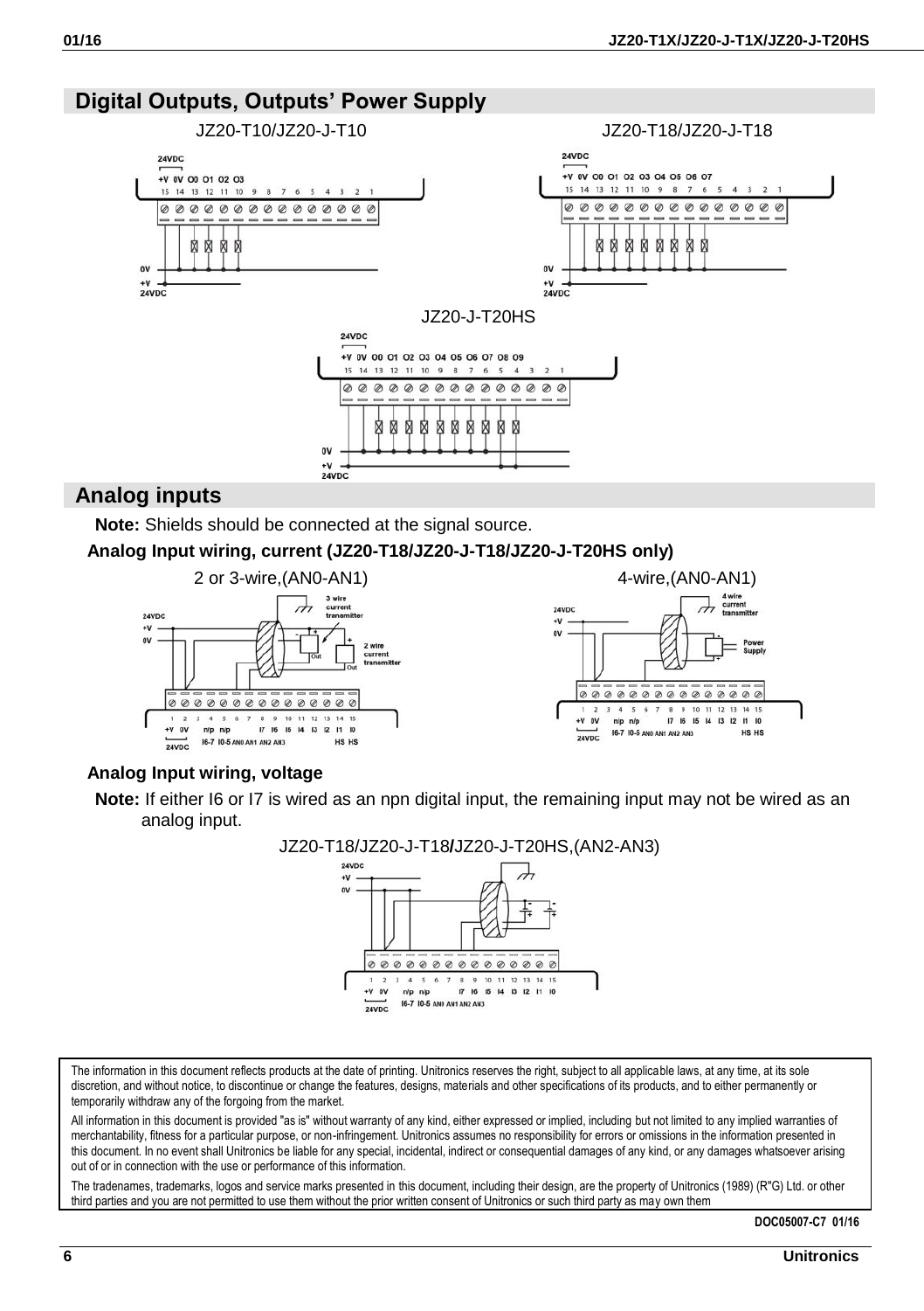## Digital Outputs, Outputs' Power Supply

JZ20-T10/JZ20-J-T10

JZ20-T18/JZ20-J-T18

JZ20-J-T20HS

## Analog inputs

**Note:** Shields should be connected at the signal source.

### Analog Input wiring, current (JZ20-T18/JZ20-J-T18/JZ20-J-T20HS only)

2 or 3-wire,(AN0-AN1)

4-wire,(AN0-AN1)

### Analog Input wiring, voltage

**Note:** If either I6 or I7 is wired as an npn digital input, the remaining input may not be wired as an analog input.

JZ20-T18/JZ20-J-T18/JZ20-J-T20HS,(AN2-AN3)

The information in this document reflects products at the date of printing. Unitronics reserves the right, subject to all applicable laws, at any time, at its sole discretion, and without notice, to discontinue or change the features, designs, materials and other specifications of its products, and to either permanently or temporarily withdraw any of the forgoing from the market.

All information in this document is provided "as is" without warranty of any kind, either expressed or implied, including but not limited to any implied warranties of merchantability, fitness for a particular purpose, or non-infringement. Unitronics assumes no responsibility for errors or omissions in the information presented in this document. In no event shall Unitronics be liable for any special, incidental, indirect or consequential damages of any kind, or any damages whatsoever arising out of or in connection with the use or performance of this information.

The tradenames, trademarks, logos and service marks presented in this document, including their design, are the property of Unitronics (1989) (R"G) Ltd. or other third parties and you are not permitted to use them without the prior written consent of Unitronics or such third party as may own them

DOC05007-C7 01/16